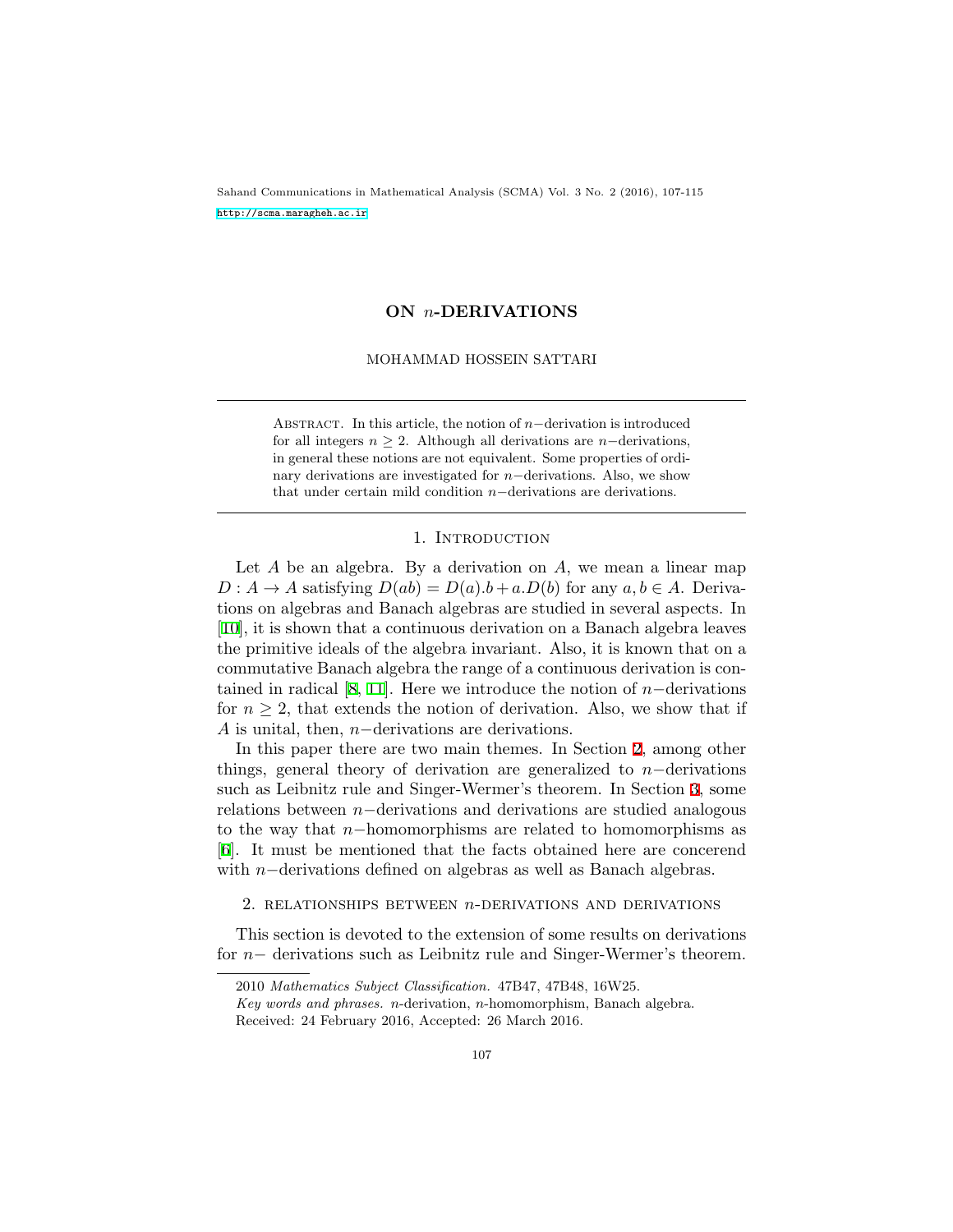# ON $n$-DERIVATIONS

MOHAMMAD HOSSEIN SATTARI

Abstract. In this article, the notion of $n-$derivation is introduced for all integers $n \geq 2$. Although all derivations are $n-$derivations, in general these notions are not equivalent. Some properties of ordinary derivations are investigated for $n-$derivations. Also, we show that under certain mild condition $n-$derivations are derivations.

## 1. Introduction

Let $A$ be an algebra. By a derivation on $A$, we mean a linear map $D : A \to A$ satisfying $D(ab) = D(a).b + a.D(b)$ for any $a, b \in A$. Derivations on algebras and Banach algebras are studied in several aspects. In [10], it is shown that a continuous derivation on a Banach algebra leaves the primitive ideals of the algebra invariant. Also, it is known that on a commutative Banach algebra the range of a continuous derivation is contained in radical [8, 11]. Here we introduce the notion of $n-$derivations for $n \geq 2$, that extends the notion of derivation. Also, we show that if $A$ is unital, then, $n-$derivations are derivations.

In this paper there are two main themes. In Section 2, among other things, general theory of derivation are generalized to $n-$derivations such as Leibnitz rule and Singer-Wermer's theorem. In Section 3, some relations between $n-$derivations and derivations are studied analogous to the way that $n-$homomorphisms are related to homomorphisms as [6]. It must be mentioned that the facts obtained here are concerend with $n-$derivations defined on algebras as well as Banach algebras.

## 2. relationships between $n$-derivations and derivations

This section is devoted to the extension of some results on derivations for $n-$ derivations such as Leibnitz rule and Singer-Wermer's theorem.

---

2010 *Mathematics Subject Classification.* 47B47, 47B48, 16W25.

*Key words and phrases.* $n$-derivation, $n$-homomorphism, Banach algebra.

Received: 24 February 2016, Accepted: 26 March 2016.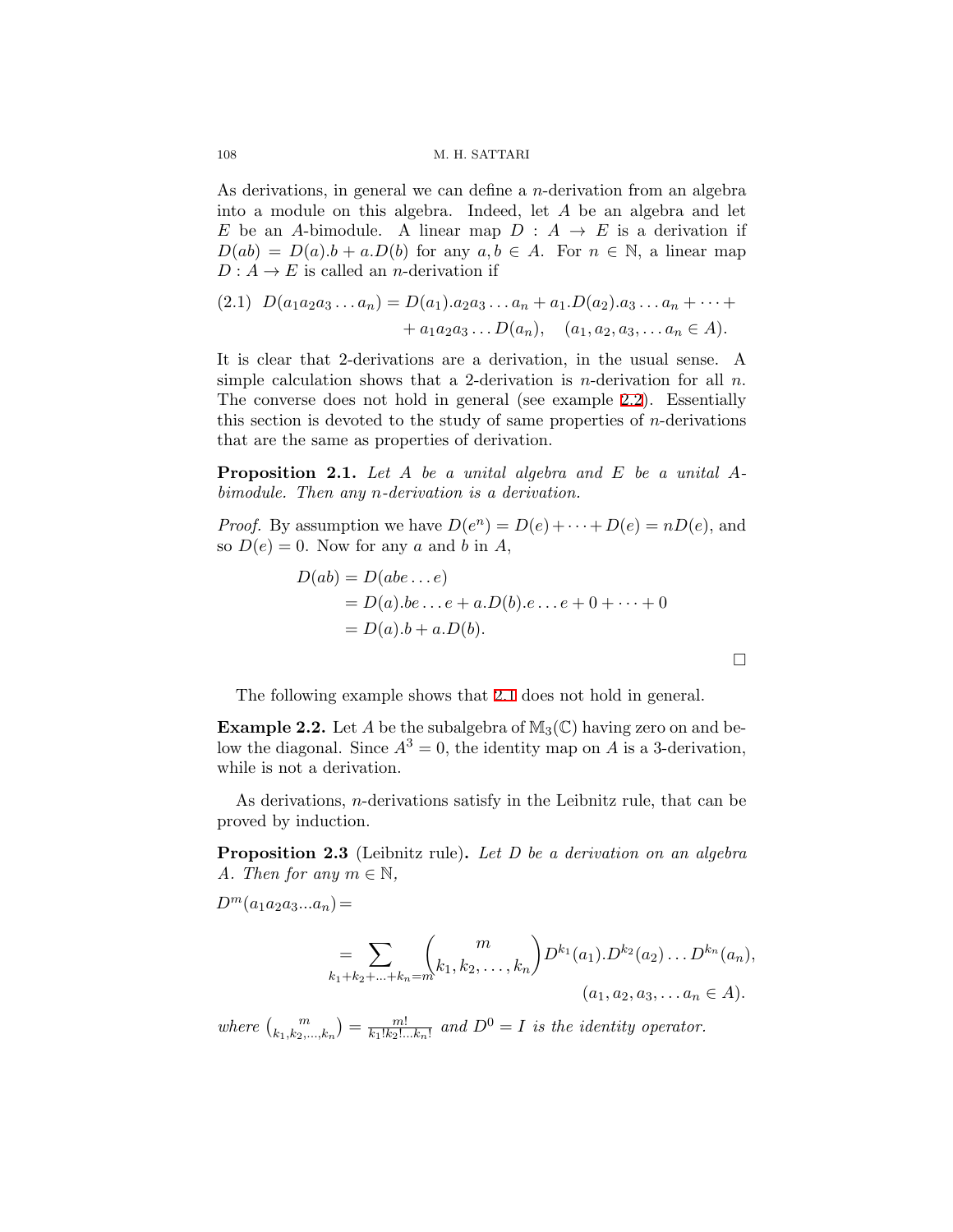As derivations, in general we can define a $n$-derivation from an algebra into a module on this algebra. Indeed, let $A$ be an algebra and let $E$ be an $A$-bimodule. A linear map $D : A \to E$ is a derivation if $D(ab) = D(a).b + a.D(b)$ for any $a, b \in A$. For $n \in \mathbb{N}$, a linear map $D : A \to E$ is called an $n$-derivation if

$$(2.1)\quad D(a_1a_2a_3 \dots a_n) = D(a_1).a_2a_3 \dots a_n + a_1.D(a_2).a_3 \dots a_n + \dots + \\ + a_1a_2a_3 \dots D(a_n), \quad (a_1, a_2, a_3, \dots a_n \in A).$$

It is clear that 2-derivations are a derivation, in the usual sense. A simple calculation shows that a 2-derivation is $n$-derivation for all $n$. The converse does not hold in general (see example 2.2). Essentially this section is devoted to the study of same properties of $n$-derivations that are the same as properties of derivation.

**Proposition 2.1.** *Let $A$ be a unital algebra and $E$ be a unital $A$-bimodule. Then any $n$-derivation is a derivation.*

*Proof.* By assumption we have $D(e^n) = D(e) + \dots + D(e) = nD(e)$, and so $D(e) = 0$. Now for any $a$ and $b$ in $A$,

$$\begin{aligned} D(ab) &= D(abe \dots e) \\ &= D(a).be \dots e + a.D(b).e \dots e + 0 + \dots + 0 \\ &= D(a).b + a.D(b). \end{aligned}$$

□

The following example shows that 2.1 does not hold in general.

**Example 2.2.** Let $A$ be the subalgebra of $\mathbb{M}_3(\mathbb{C})$ having zero on and below the diagonal. Since $A^3 = 0$, the identity map on $A$ is a 3-derivation, while is not a derivation.

As derivations, $n$-derivations satisfy in the Leibnitz rule, that can be proved by induction.

**Proposition 2.3** (Leibnitz rule)**.** *Let $D$ be a derivation on an algebra $A$. Then for any $m \in \mathbb{N}$,*

$$D^m(a_1a_2a_3 \dots a_n) = \\ = \sum_{k_1+k_2+\dots+k_n=m} \binom{m}{k_1, k_2, \dots, k_n} D^{k_1}(a_1).D^{k_2}(a_2) \dots D^{k_n}(a_n), \\ (a_1, a_2, a_3, \dots a_n \in A).$$

*where* $\binom{m}{k_1,k_2,\dots,k_n} = \frac{m!}{k_1!k_2!\dots k_n!}$ *and* $D^0 = I$ *is the identity operator.*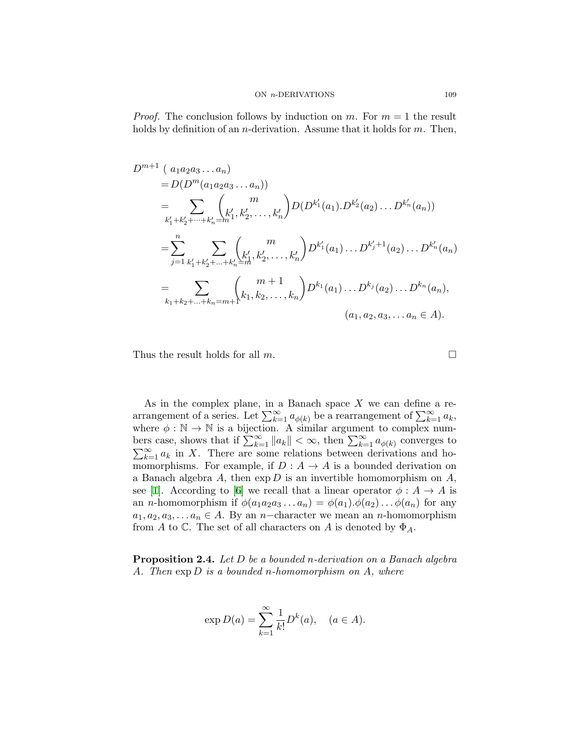*Proof.* The conclusion follows by induction on $m$. For $m = 1$ the result holds by definition of an $n$-derivation. Assume that it holds for $m$. Then,

$$
\begin{aligned}
D^{m+1} & ( a_1 a_2 a_3 \dots a_n) \\
&= D(D^m(a_1 a_2 a_3 \dots a_n)) \\
&= \sum_{k_1'+k_2'+\dots+k_n'=m} \binom{m}{k_1', k_2', \dots, k_n'} D(D^{k_1'}(a_1).D^{k_2'}(a_2)\dots D^{k_n'}(a_n)) \\
&= \sum_{j=1}^{n} \sum_{k_1'+k_2'+\dots+k_n'=m} \binom{m}{k_1', k_2', \dots, k_n'} D^{k_1'}(a_1)\dots D^{k_j'+1}(a_2)\dots D^{k_n'}(a_n) \\
&= \sum_{k_1+k_2+\dots+k_n=m+1} \binom{m+1}{k_1, k_2, \dots, k_n} D^{k_1}(a_1)\dots D^{k_j}(a_2)\dots D^{k_n}(a_n), \\
& \qquad\qquad\qquad\qquad\qquad\qquad\qquad (a_1, a_2, a_3, \dots a_n \in A).
\end{aligned}
$$

Thus the result holds for all $m$. □

As in the complex plane, in a Banach space $X$ we can define a rearrangement of a series. Let $\sum_{k=1}^{\infty} a_{\phi(k)}$ be a rearrangement of $\sum_{k=1}^{\infty} a_k$, where $\phi : \mathbb{N} \to \mathbb{N}$ is a bijection. A similar argument to complex numbers case, shows that if $\sum_{k=1}^{\infty} \|a_k\| < \infty$, then $\sum_{k=1}^{\infty} a_{\phi(k)}$ converges to $\sum_{k=1}^{\infty} a_k$ in $X$. There are some relations between derivations and homomorphisms. For example, if $D : A \to A$ is a bounded derivation on a Banach algebra $A$, then $\exp D$ is an invertible homomorphism on $A$, see [1]. According to [6] we recall that a linear operator $\phi : A \to A$ is an $n$-homomorphism if $\phi(a_1 a_2 a_3 \dots a_n) = \phi(a_1).\phi(a_2)\dots\phi(a_n)$ for any $a_1, a_2, a_3, \dots a_n \in A$. By an $n-$character we mean an $n$-homomorphism from $A$ to $\mathbb{C}$. The set of all characters on $A$ is denoted by $\Phi_A$.

**Proposition 2.4.** *Let $D$ be a bounded $n$-derivation on a Banach algebra $A$. Then $\exp D$ is a bounded $n$-homomorphism on $A$, where*

$$
\exp D(a) = \sum_{k=1}^{\infty} \frac{1}{k!} D^k(a), \quad (a \in A).
$$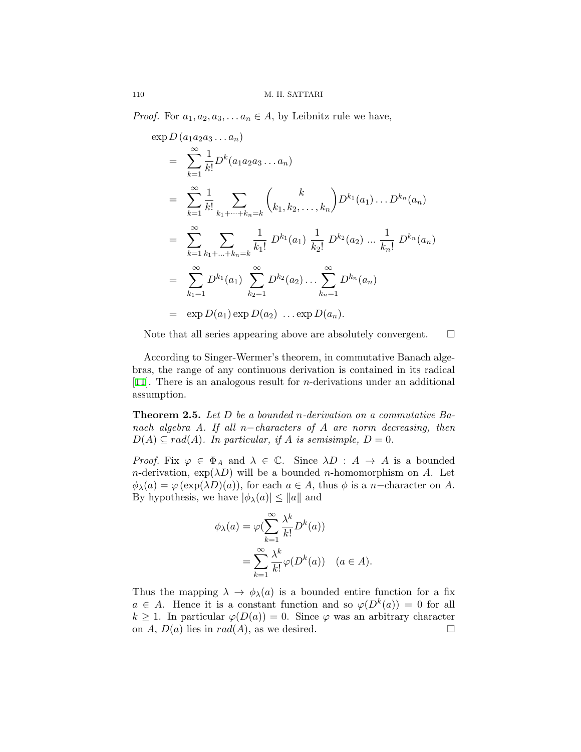*Proof.* For $a_1, a_2, a_3, \dots a_n \in A$, by Leibnitz rule we have,

$$
\begin{aligned}
&\exp D\,(a_1 a_2 a_3 \dots a_n) \\
&= \sum_{k=1}^{\infty} \frac{1}{k!} D^k(a_1 a_2 a_3 \dots a_n) \\
&= \sum_{k=1}^{\infty} \frac{1}{k!} \sum_{k_1+\cdots+k_n=k} \binom{k}{k_1, k_2, \dots, k_n} D^{k_1}(a_1) \dots D^{k_n}(a_n) \\
&= \sum_{k=1}^{\infty} \sum_{k_1+\ldots+k_n=k} \frac{1}{k_1!}\, D^{k_1}(a_1)\, \frac{1}{k_2!}\, D^{k_2}(a_2)\, \ldots\, \frac{1}{k_n!}\, D^{k_n}(a_n) \\
&= \sum_{k_1=1}^{\infty} D^{k_1}(a_1) \sum_{k_2=1}^{\infty} D^{k_2}(a_2) \dots \sum_{k_n=1}^{\infty} D^{k_n}(a_n) \\
&= \exp D(a_1) \exp D(a_2)\ \dots \exp D(a_n).
\end{aligned}
$$

Note that all series appearing above are absolutely convergent. $\square$

According to Singer-Wermer's theorem, in commutative Banach algebras, the range of any continuous derivation is contained in its radical [11]. There is an analogous result for $n$-derivations under an additional assumption.

**Theorem 2.5.** *Let $D$ be a bounded $n$-derivation on a commutative Banach algebra $A$. If all $n-$characters of $A$ are norm decreasing, then $D(A) \subseteq rad(A)$. In particular, if $A$ is semisimple, $D = 0$.*

*Proof.* Fix $\varphi \in \Phi_A$ and $\lambda \in \mathbb{C}$. Since $\lambda D : A \to A$ is a bounded $n$-derivation, $\exp(\lambda D)$ will be a bounded $n$-homomorphism on $A$. Let $\phi_\lambda(a) = \varphi(\exp(\lambda D)(a))$, for each $a \in A$, thus $\phi$ is a $n-$character on $A$. By hypothesis, we have $|\phi_\lambda(a)| \le \|a\|$ and

$$
\begin{aligned}
\phi_\lambda(a) &= \varphi\Big(\sum_{k=1}^{\infty} \frac{\lambda^k}{k!} D^k(a)\Big) \\
&= \sum_{k=1}^{\infty} \frac{\lambda^k}{k!} \varphi(D^k(a)) \quad (a \in A).
\end{aligned}
$$

Thus the mapping $\lambda \to \phi_\lambda(a)$ is a bounded entire function for a fix $a \in A$. Hence it is a constant function and so $\varphi(D^k(a)) = 0$ for all $k \ge 1$. In particular $\varphi(D(a)) = 0$. Since $\varphi$ was an arbitrary character on $A$, $D(a)$ lies in $rad(A)$, as we desired. $\square$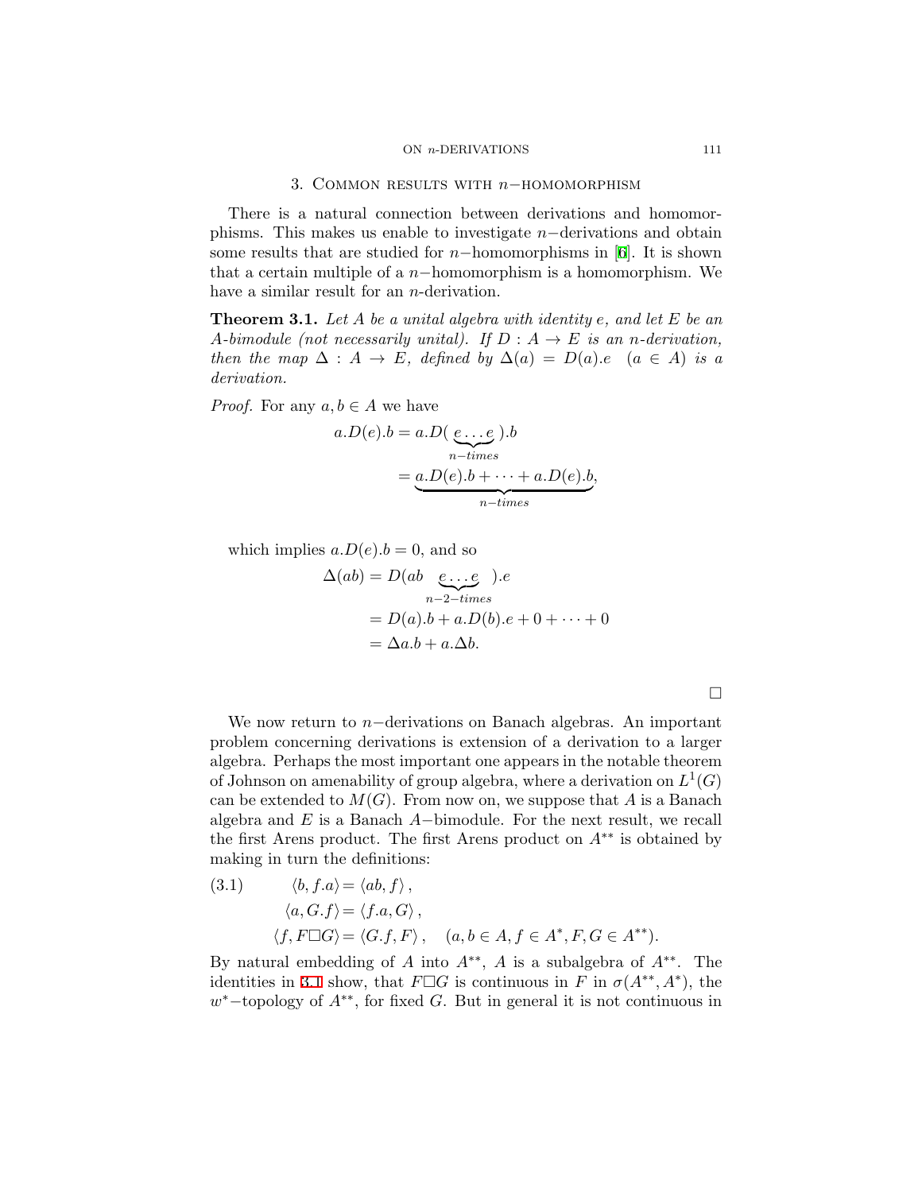## 3. Common results with $n-$homomorphism

There is a natural connection between derivations and homomorphisms. This makes us enable to investigate $n-$derivations and obtain some results that are studied for $n-$homomorphisms in [6]. It is shown that a certain multiple of a $n-$homomorphism is a homomorphism. We have a similar result for an $n$-derivation.

**Theorem 3.1.** *Let $A$ be a unital algebra with identity $e$, and let $E$ be an $A$-bimodule (not necessarily unital). If $D : A \to E$ is an $n$-derivation, then the map $\Delta : A \to E$, defined by $\Delta(a) = D(a).e \quad (a \in A)$ is a derivation.*

*Proof.* For any $a, b \in A$ we have

$$
\begin{aligned}
a.D(e).b &= a.D(\underbrace{e \dots e}_{n-times}).b \\
&= \underbrace{a.D(e).b + \dots + a.D(e).b}_{n-times},
\end{aligned}
$$

which implies $a.D(e).b = 0$, and so

$$
\begin{aligned}
\Delta(ab) &= D(ab \underbrace{e \dots e}_{n-2-times}).e \\
&= D(a).b + a.D(b).e + 0 + \dots + 0 \\
&= \Delta a.b + a.\Delta b.
\end{aligned}
$$

□

We now return to $n-$derivations on Banach algebras. An important problem concerning derivations is extension of a derivation to a larger algebra. Perhaps the most important one appears in the notable theorem of Johnson on amenability of group algebra, where a derivation on $L^1(G)$ can be extended to $M(G)$. From now on, we suppose that $A$ is a Banach algebra and $E$ is a Banach $A-$bimodule. For the next result, we recall the first Arens product. The first Arens product on $A^{**}$ is obtained by making in turn the definitions:

$$
\begin{aligned}
\langle b, f.a \rangle &= \langle ab, f \rangle, \\
\langle a, G.f \rangle &= \langle f.a, G \rangle, \\
\langle f, F \Box G \rangle &= \langle G.f, F \rangle, \quad (a, b \in A, f \in A^*, F, G \in A^{**}).
\end{aligned} \tag{3.1}
$$

By natural embedding of $A$ into $A^{**}$, $A$ is a subalgebra of $A^{**}$. The identities in 3.1 show, that $F \Box G$ is continuous in $F$ in $\sigma(A^{**}, A^*)$, the $w^*-$topology of $A^{**}$, for fixed $G$. But in general it is not continuous in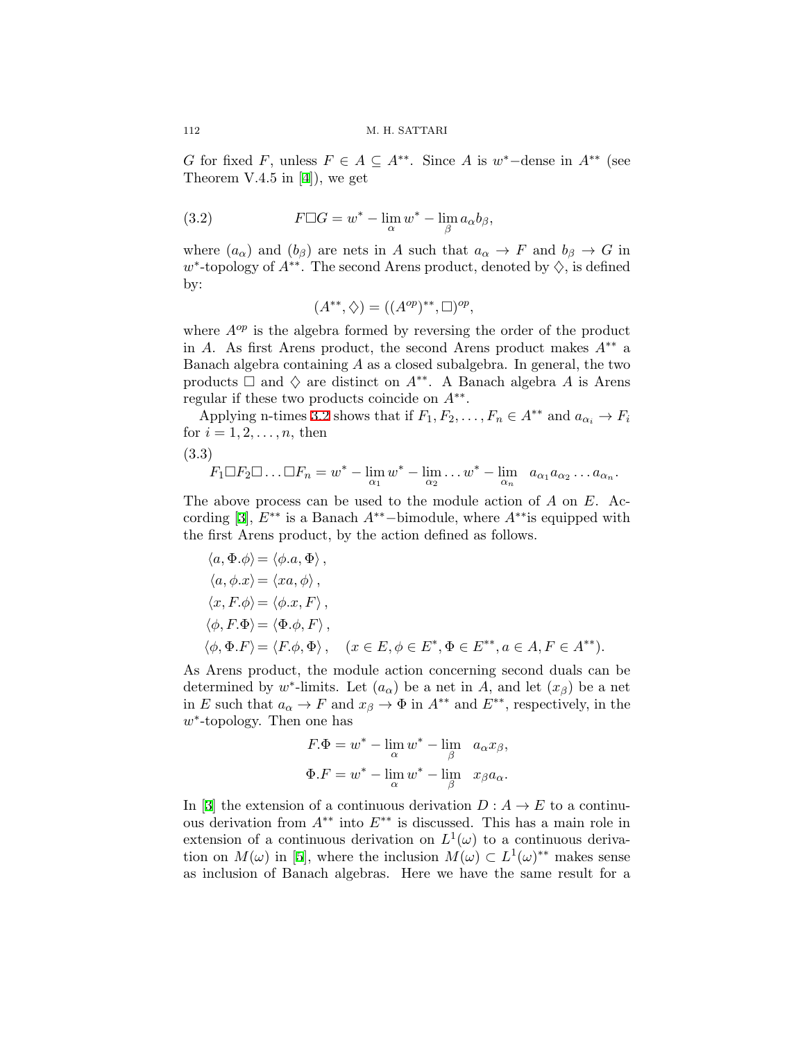$G$ for fixed $F$, unless $F \in A \subseteq A^{**}$. Since $A$ is $w^*$−dense in $A^{**}$ (see Theorem V.4.5 in [4]), we get

$$F \Box G = w^* - \lim_{\alpha} w^* - \lim_{\beta} a_\alpha b_\beta, \tag{3.2}$$

where $(a_\alpha)$ and $(b_\beta)$ are nets in $A$ such that $a_\alpha \to F$ and $b_\beta \to G$ in $w^*$-topology of $A^{**}$. The second Arens product, denoted by $\diamondsuit$, is defined by:

$$(A^{**}, \diamondsuit) = ((A^{op})^{**}, \Box)^{op},$$

where $A^{op}$ is the algebra formed by reversing the order of the product in $A$. As first Arens product, the second Arens product makes $A^{**}$ a Banach algebra containing $A$ as a closed subalgebra. In general, the two products $\Box$ and $\diamondsuit$ are distinct on $A^{**}$. A Banach algebra $A$ is Arens regular if these two products coincide on $A^{**}$.

Applying n-times 3.2 shows that if $F_1, F_2, \ldots, F_n \in A^{**}$ and $a_{\alpha_i} \to F_i$ for $i = 1, 2, \ldots, n$, then

$$F_1 \Box F_2 \Box \ldots \Box F_n = w^* - \lim_{\alpha_1} w^* - \lim_{\alpha_2} \ldots w^* - \lim_{\alpha_n} \quad a_{\alpha_1} a_{\alpha_2} \ldots a_{\alpha_n}. \tag{3.3}$$

The above process can be used to the module action of $A$ on $E$. According [3], $E^{**}$ is a Banach $A^{**}$−bimodule, where $A^{**}$is equipped with the first Arens product, by the action defined as follows.

$$\begin{aligned}
\langle a, \Phi.\phi \rangle &= \langle \phi.a, \Phi \rangle, \\
\langle a, \phi.x \rangle &= \langle xa, \phi \rangle, \\
\langle x, F.\phi \rangle &= \langle \phi.x, F \rangle, \\
\langle \phi, F.\Phi \rangle &= \langle \Phi.\phi, F \rangle, \\
\langle \phi, \Phi.F \rangle &= \langle F.\phi, \Phi \rangle, \quad (x \in E, \phi \in E^*, \Phi \in E^{**}, a \in A, F \in A^{**}).
\end{aligned}$$

As Arens product, the module action concerning second duals can be determined by $w^*$-limits. Let $(a_\alpha)$ be a net in $A$, and let $(x_\beta)$ be a net in $E$ such that $a_\alpha \to F$ and $x_\beta \to \Phi$ in $A^{**}$ and $E^{**}$, respectively, in the $w^*$-topology. Then one has

$$\begin{aligned}
F.\Phi &= w^* - \lim_{\alpha} w^* - \lim_{\beta} \quad a_\alpha x_\beta, \\
\Phi.F &= w^* - \lim_{\alpha} w^* - \lim_{\beta} \quad x_\beta a_\alpha.
\end{aligned}$$

In [3] the extension of a continuous derivation $D : A \to E$ to a continuous derivation from $A^{**}$ into $E^{**}$ is discussed. This has a main role in extension of a continuous derivation on $L^1(\omega)$ to a continuous derivation on $M(\omega)$ in [5], where the inclusion $M(\omega) \subset L^1(\omega)^{**}$ makes sense as inclusion of Banach algebras. Here we have the same result for a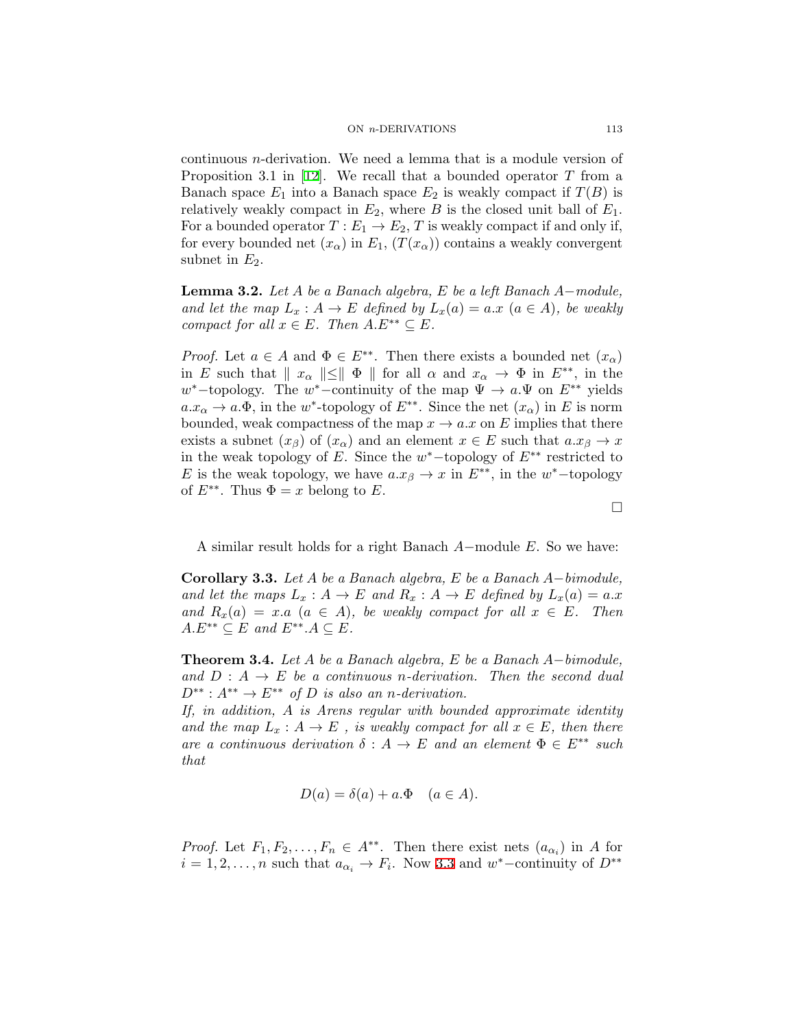continuous $n$-derivation. We need a lemma that is a module version of Proposition 3.1 in [12]. We recall that a bounded operator $T$ from a Banach space $E_1$ into a Banach space $E_2$ is weakly compact if $T(B)$ is relatively weakly compact in $E_2$, where $B$ is the closed unit ball of $E_1$. For a bounded operator $T : E_1 \to E_2$, $T$ is weakly compact if and only if, for every bounded net $(x_\alpha)$ in $E_1$, $(T(x_\alpha))$ contains a weakly convergent subnet in $E_2$.

**Lemma 3.2.** *Let $A$ be a Banach algebra, $E$ be a left Banach $A-$module, and let the map $L_x : A \to E$ defined by $L_x(a) = a.x$ $(a \in A)$, be weakly compact for all $x \in E$. Then $A.E^{**} \subseteq E$.*

*Proof.* Let $a \in A$ and $\Phi \in E^{**}$. Then there exists a bounded net $(x_\alpha)$ in $E$ such that $\| x_\alpha \| \leq \| \Phi \|$ for all $\alpha$ and $x_\alpha \to \Phi$ in $E^{**}$, in the $w^*-$topology. The $w^*-$continuity of the map $\Psi \to a.\Psi$ on $E^{**}$ yields $a.x_\alpha \to a.\Phi$, in the $w^*$-topology of $E^{**}$. Since the net $(x_\alpha)$ in $E$ is norm bounded, weak compactness of the map $x \to a.x$ on $E$ implies that there exists a subnet $(x_\beta)$ of $(x_\alpha)$ and an element $x \in E$ such that $a.x_\beta \to x$ in the weak topology of $E$. Since the $w^*-$topology of $E^{**}$ restricted to $E$ is the weak topology, we have $a.x_\beta \to x$ in $E^{**}$, in the $w^*-$topology of $E^{**}$. Thus $\Phi = x$ belong to $E$.

□

A similar result holds for a right Banach $A-$module $E$. So we have:

**Corollary 3.3.** *Let $A$ be a Banach algebra, $E$ be a Banach $A-$bimodule, and let the maps $L_x : A \to E$ and $R_x : A \to E$ defined by $L_x(a) = a.x$ and $R_x(a) = x.a$ $(a \in A)$, be weakly compact for all $x \in E$. Then $A.E^{**} \subseteq E$ and $E^{**}.A \subseteq E$.*

**Theorem 3.4.** *Let $A$ be a Banach algebra, $E$ be a Banach $A-$bimodule, and $D : A \to E$ be a continuous $n$-derivation. Then the second dual $D^{**} : A^{**} \to E^{**}$ of $D$ is also an $n$-derivation.*
*If, in addition, $A$ is Arens regular with bounded approximate identity and the map $L_x : A \to E$ , is weakly compact for all $x \in E$, then there are a continuous derivation $\delta : A \to E$ and an element $\Phi \in E^{**}$ such that*

$$D(a) = \delta(a) + a.\Phi \quad (a \in A).$$

*Proof.* Let $F_1, F_2, \ldots, F_n \in A^{**}$. Then there exist nets $(a_{\alpha_i})$ in $A$ for $i = 1, 2, \ldots, n$ such that $a_{\alpha_i} \to F_i$. Now 3.3 and $w^*-$continuity of $D^{**}$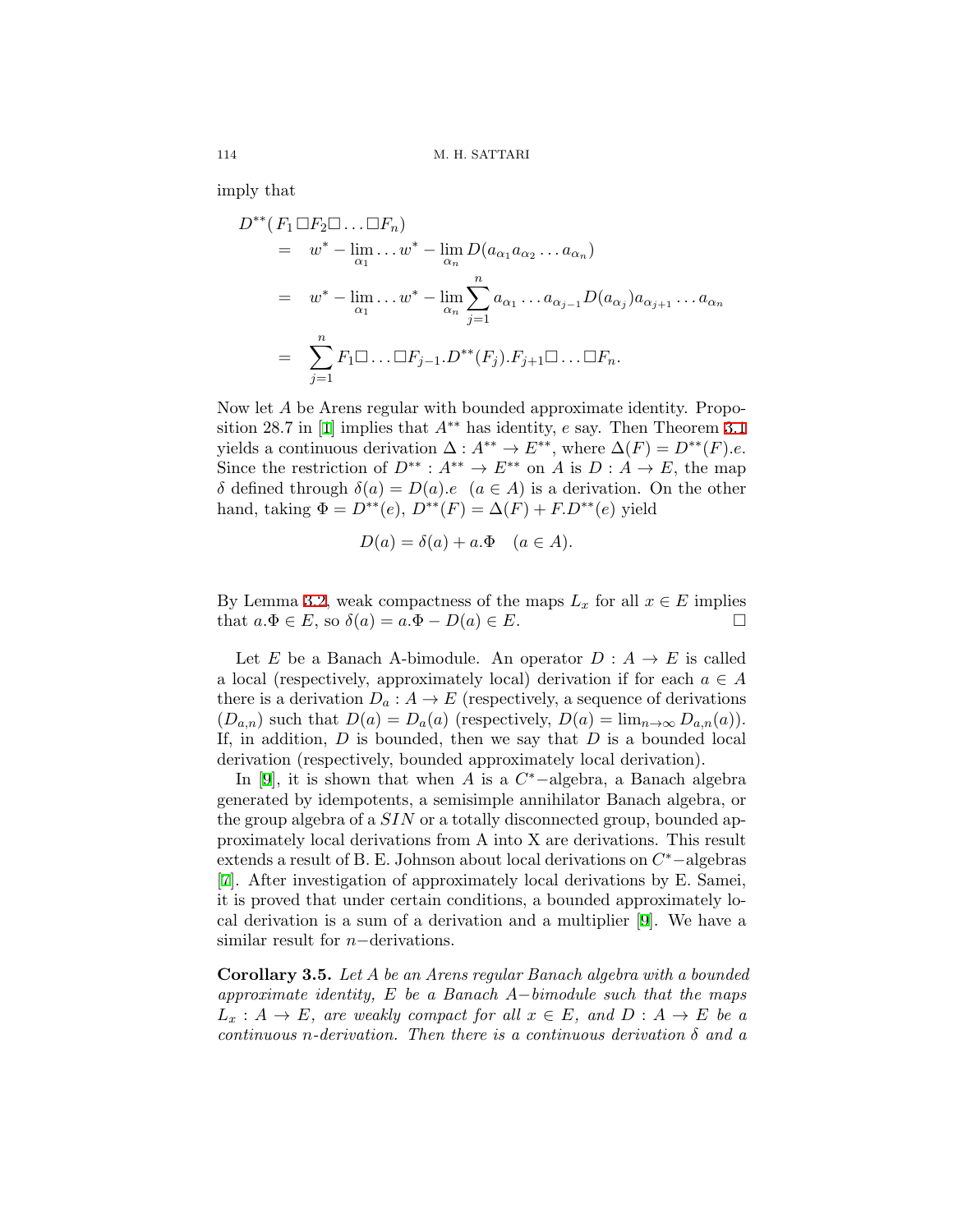imply that

$$
\begin{aligned}
D^{**}(&F_1\Box F_2\Box\ldots\Box F_n)\\
&= w^*-\lim_{\alpha_1}\ldots w^*-\lim_{\alpha_n} D(a_{\alpha_1}a_{\alpha_2}\ldots a_{\alpha_n})\\
&= w^*-\lim_{\alpha_1}\ldots w^*-\lim_{\alpha_n}\sum_{j=1}^{n} a_{\alpha_1}\ldots a_{\alpha_{j-1}}D(a_{\alpha_j})a_{\alpha_{j+1}}\ldots a_{\alpha_n}\\
&= \sum_{j=1}^{n} F_1\Box\ldots\Box F_{j-1}.D^{**}(F_j).F_{j+1}\Box\ldots\Box F_n.
\end{aligned}
$$

Now let $A$ be Arens regular with bounded approximate identity. Proposition 28.7 in [1] implies that $A^{**}$ has identity, $e$ say. Then Theorem 3.1 yields a continuous derivation $\Delta : A^{**}\to E^{**}$, where $\Delta(F)=D^{**}(F).e$. Since the restriction of $D^{**}: A^{**}\to E^{**}$ on $A$ is $D: A\to E$, the map $\delta$ defined through $\delta(a)=D(a).e \ \ (a\in A)$ is a derivation. On the other hand, taking $\Phi=D^{**}(e)$, $D^{**}(F)=\Delta(F)+F.D^{**}(e)$ yield

$$
D(a)=\delta(a)+a.\Phi \quad (a\in A).
$$

By Lemma 3.2, weak compactness of the maps $L_x$ for all $x\in E$ implies that $a.\Phi\in E$, so $\delta(a)=a.\Phi-D(a)\in E$. □

Let $E$ be a Banach A-bimodule. An operator $D: A\to E$ is called a local (respectively, approximately local) derivation if for each $a\in A$ there is a derivation $D_a : A\to E$ (respectively, a sequence of derivations $(D_{a,n})$ such that $D(a)=D_a(a)$ (respectively, $D(a)=\lim_{n\to\infty} D_{a,n}(a)$). If, in addition, $D$ is bounded, then we say that $D$ is a bounded local derivation (respectively, bounded approximately local derivation).

In [9], it is shown that when $A$ is a $C^*$−algebra, a Banach algebra generated by idempotents, a semisimple annihilator Banach algebra, or the group algebra of a $SIN$ or a totally disconnected group, bounded approximately local derivations from A into X are derivations. This result extends a result of B. E. Johnson about local derivations on $C^*$−algebras [7]. After investigation of approximately local derivations by E. Samei, it is proved that under certain conditions, a bounded approximately local derivation is a sum of a derivation and a multiplier [9]. We have a similar result for $n$−derivations.

**Corollary 3.5.** *Let $A$ be an Arens regular Banach algebra with a bounded approximate identity, $E$ be a Banach $A$−bimodule such that the maps $L_x : A\to E$, are weakly compact for all $x\in E$, and $D: A\to E$ be a continuous n-derivation. Then there is a continuous derivation $\delta$ and a*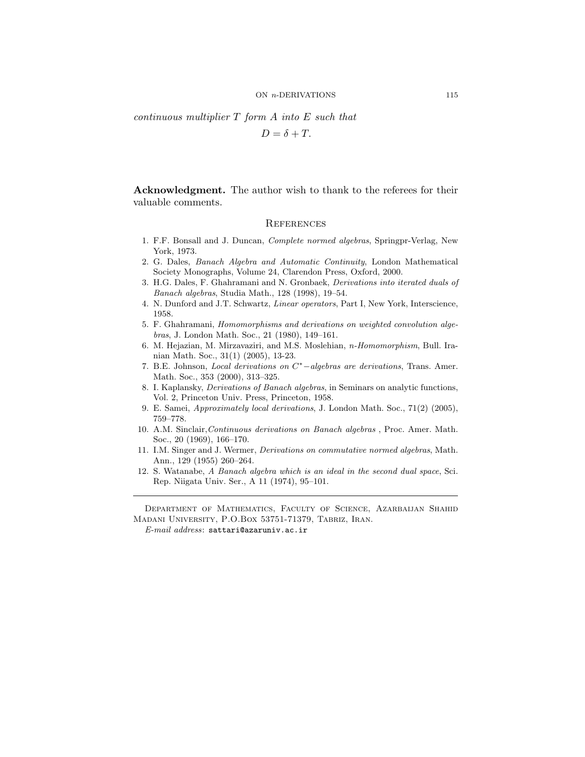*continuous multiplier $T$ form $A$ into $E$ such that*

$$D = \delta + T.$$

**Acknowledgment.** The author wish to thank to the referees for their valuable comments.

## References

1. F.F. Bonsall and J. Duncan, *Complete normed algebras*, Springpr-Verlag, New York, 1973.
2. G. Dales, *Banach Algebra and Automatic Continuity*, London Mathematical Society Monographs, Volume 24, Clarendon Press, Oxford, 2000.
3. H.G. Dales, F. Ghahramani and N. Gronbaek, *Derivations into iterated duals of Banach algebras*, Studia Math., 128 (1998), 19–54.
4. N. Dunford and J.T. Schwartz, *Linear operators*, Part I, New York, Interscience, 1958.
5. F. Ghahramani, *Homomorphisms and derivations on weighted convolution algebras*, J. London Math. Soc., 21 (1980), 149–161.
6. M. Hejazian, M. Mirzavaziri, and M.S. Moslehian, *n-Homomorphism*, Bull. Iranian Math. Soc., 31(1) (2005), 13-23.
7. B.E. Johnson, *Local derivations on $C^*-$algebras are derivations*, Trans. Amer. Math. Soc., 353 (2000), 313–325.
8. I. Kaplansky, *Derivations of Banach algebras*, in Seminars on analytic functions, Vol. 2, Princeton Univ. Press, Princeton, 1958.
9. E. Samei, *Approximately local derivations*, J. London Math. Soc., 71(2) (2005), 759–778.
10. A.M. Sinclair, *Continuous derivations on Banach algebras* , Proc. Amer. Math. Soc., 20 (1969), 166–170.
11. I.M. Singer and J. Wermer, *Derivations on commutative normed algebras*, Math. Ann., 129 (1955) 260–264.
12. S. Watanabe, *A Banach algebra which is an ideal in the second dual space*, Sci. Rep. Niigata Univ. Ser., A 11 (1974), 95–101.

---

Department of Mathematics, Faculty of Science, Azarbaijan Shahid Madani University, P.O.Box 53751-71379, Tabriz, Iran.

*E-mail address*: sattari@azaruniv.ac.ir